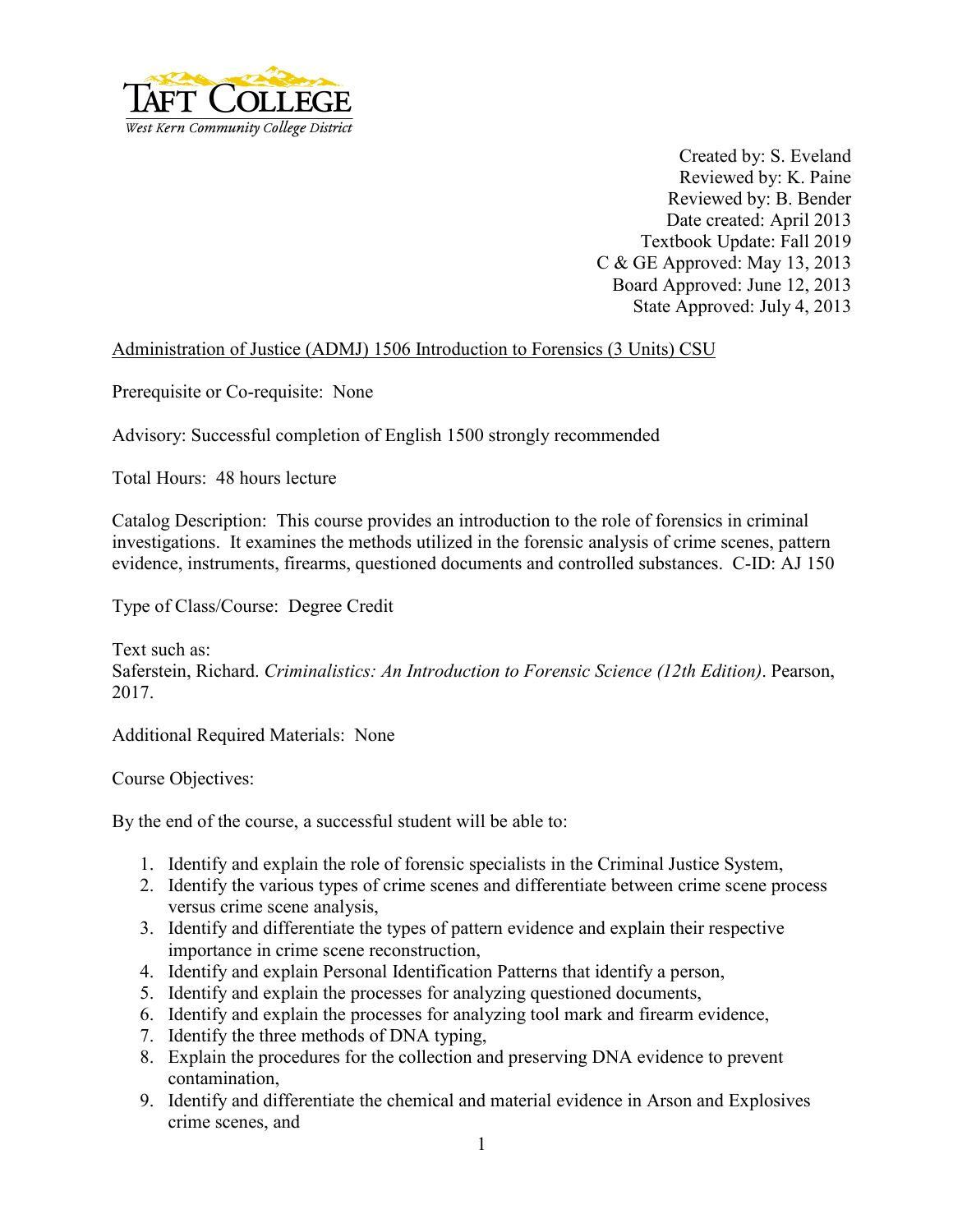TAFT COLLEGE
*West Kern Community College District*

Created by: S. Eveland
Reviewed by: K. Paine
Reviewed by: B. Bender
Date created: April 2013
Textbook Update: Fall 2019
C & GE Approved: May 13, 2013
Board Approved: June 12, 2013
State Approved: July 4, 2013

Administration of Justice (ADMJ) 1506 Introduction to Forensics (3 Units) CSU

Prerequisite or Co-requisite: None

Advisory: Successful completion of English 1500 strongly recommended

Total Hours: 48 hours lecture

Catalog Description: This course provides an introduction to the role of forensics in criminal investigations. It examines the methods utilized in the forensic analysis of crime scenes, pattern evidence, instruments, firearms, questioned documents and controlled substances. C-ID: AJ 150

Type of Class/Course: Degree Credit

Text such as:
Saferstein, Richard. *Criminalistics: An Introduction to Forensic Science (12th Edition)*. Pearson, 2017.

Additional Required Materials: None

Course Objectives:

By the end of the course, a successful student will be able to:

1. Identify and explain the role of forensic specialists in the Criminal Justice System,
2. Identify the various types of crime scenes and differentiate between crime scene process versus crime scene analysis,
3. Identify and differentiate the types of pattern evidence and explain their respective importance in crime scene reconstruction,
4. Identify and explain Personal Identification Patterns that identify a person,
5. Identify and explain the processes for analyzing questioned documents,
6. Identify and explain the processes for analyzing tool mark and firearm evidence,
7. Identify the three methods of DNA typing,
8. Explain the procedures for the collection and preserving DNA evidence to prevent contamination,
9. Identify and differentiate the chemical and material evidence in Arson and Explosives crime scenes, and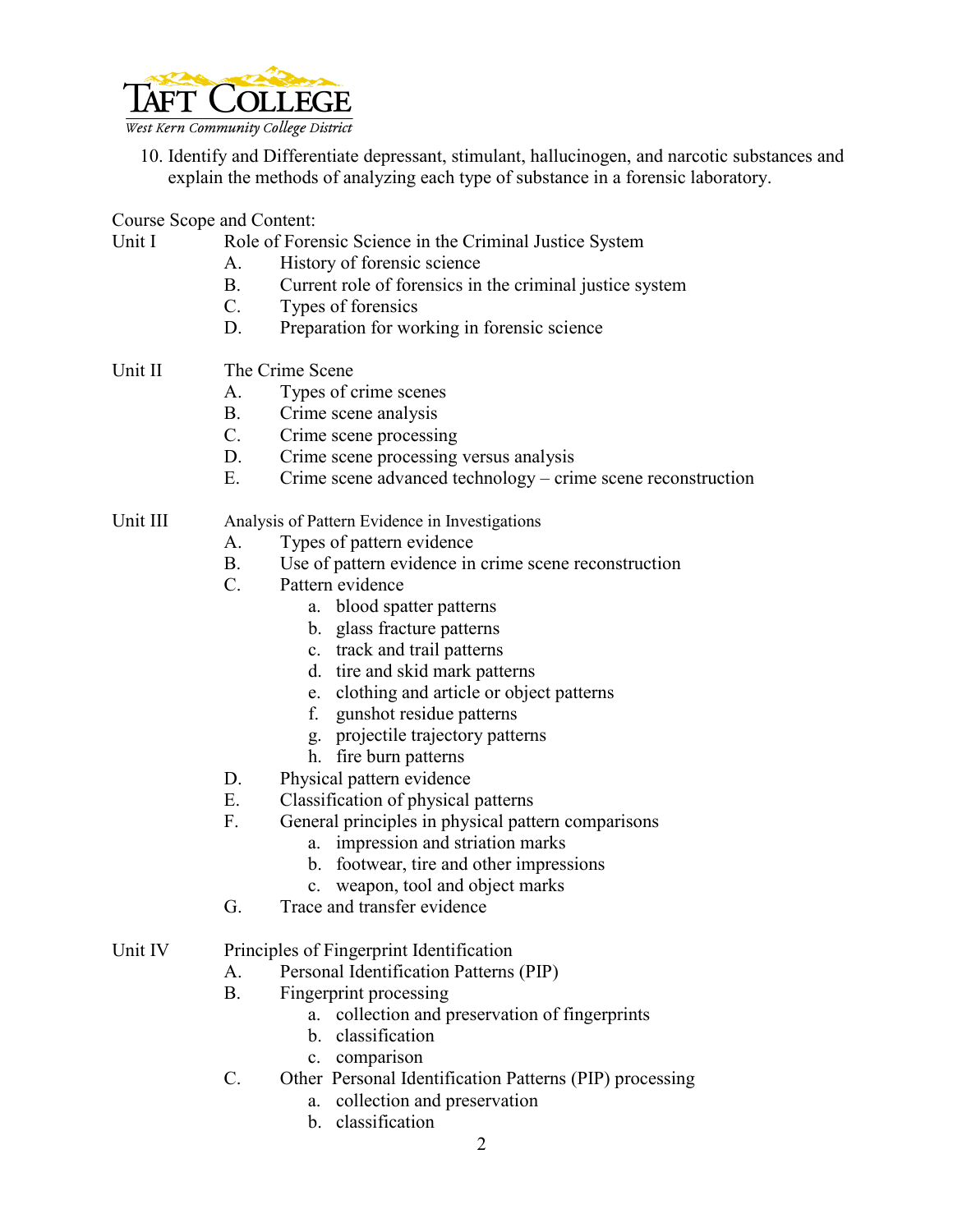10. Identify and Differentiate depressant, stimulant, hallucinogen, and narcotic substances and explain the methods of analyzing each type of substance in a forensic laboratory.

Course Scope and Content:

Unit I — Role of Forensic Science in the Criminal Justice System

- A. History of forensic science
- B. Current role of forensics in the criminal justice system
- C. Types of forensics
- D. Preparation for working in forensic science

Unit II — The Crime Scene

- A. Types of crime scenes
- B. Crime scene analysis
- C. Crime scene processing
- D. Crime scene processing versus analysis
- E. Crime scene advanced technology – crime scene reconstruction

Unit III — Analysis of Pattern Evidence in Investigations

- A. Types of pattern evidence
- B. Use of pattern evidence in crime scene reconstruction
- C. Pattern evidence
  - a. blood spatter patterns
  - b. glass fracture patterns
  - c. track and trail patterns
  - d. tire and skid mark patterns
  - e. clothing and article or object patterns
  - f. gunshot residue patterns
  - g. projectile trajectory patterns
  - h. fire burn patterns
- D. Physical pattern evidence
- E. Classification of physical patterns
- F. General principles in physical pattern comparisons
  - a. impression and striation marks
  - b. footwear, tire and other impressions
  - c. weapon, tool and object marks
- G. Trace and transfer evidence

Unit IV — Principles of Fingerprint Identification

- A. Personal Identification Patterns (PIP)
- B. Fingerprint processing
  - a. collection and preservation of fingerprints
  - b. classification
  - c. comparison
- C. Other Personal Identification Patterns (PIP) processing
  - a. collection and preservation
  - b. classification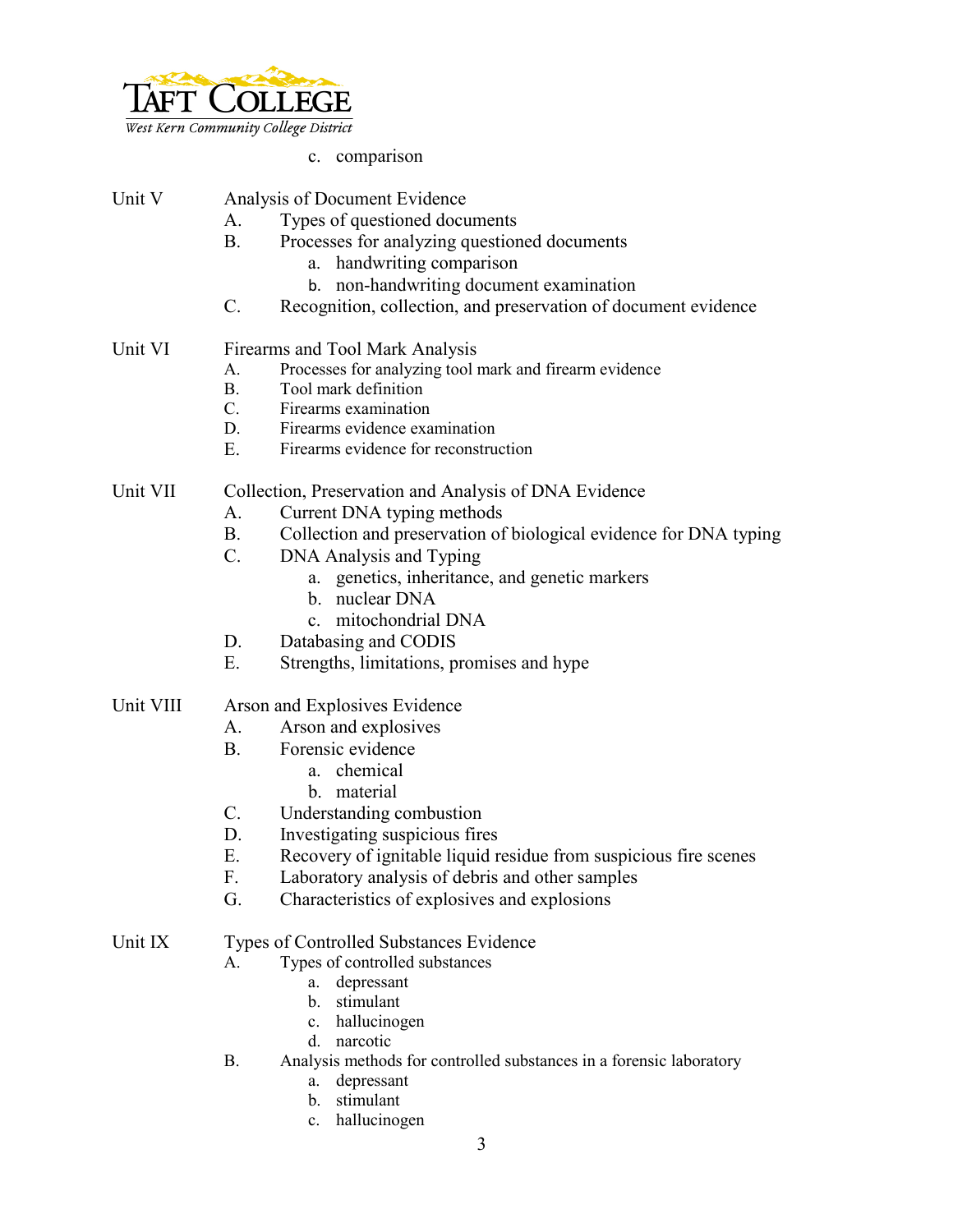c. comparison

Unit V Analysis of Document Evidence

A. Types of questioned documents
B. Processes for analyzing questioned documents
   a. handwriting comparison
   b. non-handwriting document examination
C. Recognition, collection, and preservation of document evidence

Unit VI Firearms and Tool Mark Analysis

A. Processes for analyzing tool mark and firearm evidence
B. Tool mark definition
C. Firearms examination
D. Firearms evidence examination
E. Firearms evidence for reconstruction

Unit VII Collection, Preservation and Analysis of DNA Evidence

A. Current DNA typing methods
B. Collection and preservation of biological evidence for DNA typing
C. DNA Analysis and Typing
   a. genetics, inheritance, and genetic markers
   b. nuclear DNA
   c. mitochondrial DNA
D. Databasing and CODIS
E. Strengths, limitations, promises and hype

Unit VIII Arson and Explosives Evidence

A. Arson and explosives
B. Forensic evidence
   a. chemical
   b. material
C. Understanding combustion
D. Investigating suspicious fires
E. Recovery of ignitable liquid residue from suspicious fire scenes
F. Laboratory analysis of debris and other samples
G. Characteristics of explosives and explosions

Unit IX Types of Controlled Substances Evidence

A. Types of controlled substances
   a. depressant
   b. stimulant
   c. hallucinogen
   d. narcotic
B. Analysis methods for controlled substances in a forensic laboratory
   a. depressant
   b. stimulant
   c. hallucinogen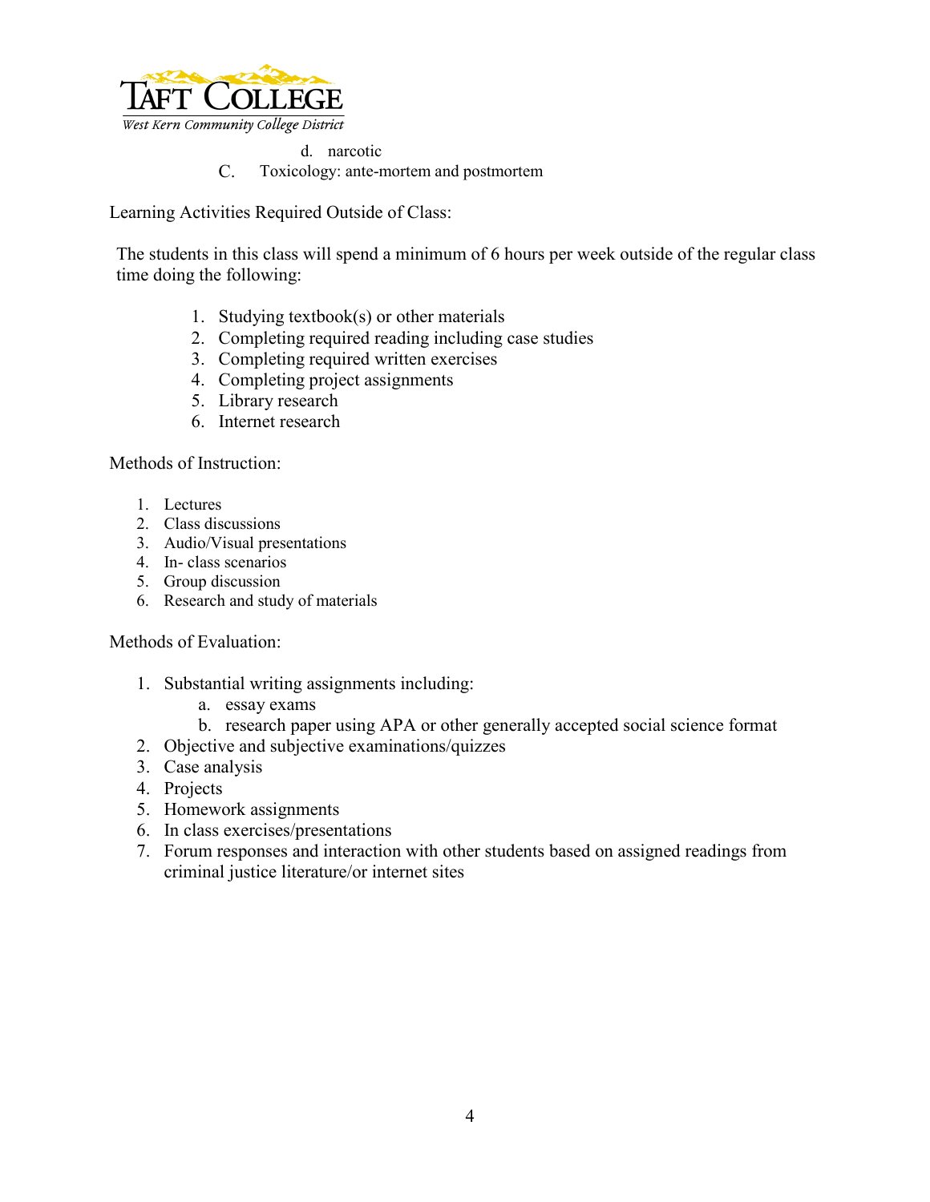d. narcotic

C. Toxicology: ante-mortem and postmortem

Learning Activities Required Outside of Class:

The students in this class will spend a minimum of 6 hours per week outside of the regular class time doing the following:

1. Studying textbook(s) or other materials
2. Completing required reading including case studies
3. Completing required written exercises
4. Completing project assignments
5. Library research
6. Internet research

Methods of Instruction:

1. Lectures
2. Class discussions
3. Audio/Visual presentations
4. In- class scenarios
5. Group discussion
6. Research and study of materials

Methods of Evaluation:

1. Substantial writing assignments including:
   a. essay exams
   b. research paper using APA or other generally accepted social science format
2. Objective and subjective examinations/quizzes
3. Case analysis
4. Projects
5. Homework assignments
6. In class exercises/presentations
7. Forum responses and interaction with other students based on assigned readings from criminal justice literature/or internet sites